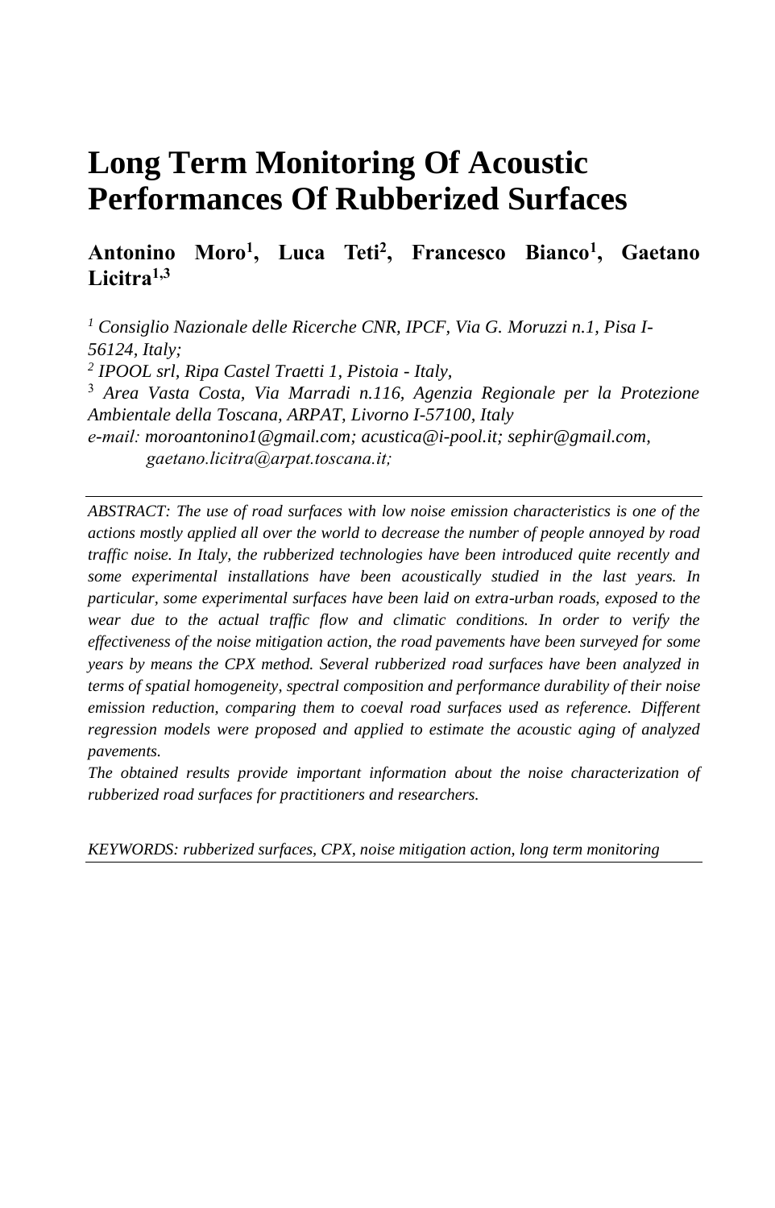# Long Term Monitoring Of Acoustic Performances Of Rubberized Surfaces

**Antonino Moro[1], Luca Teti[2], Francesco Bianco[1], Gaetano Licitra[1,3]**

*[1] Consiglio Nazionale delle Ricerche CNR, IPCF, Via G. Moruzzi n.1, Pisa I-56124, Italy;*
*[2] IPOOL srl, Ripa Castel Traetti 1, Pistoia - Italy,*
*[3] Area Vasta Costa, Via Marradi n.116, Agenzia Regionale per la Protezione Ambientale della Toscana, ARPAT, Livorno I-57100, Italy*
*e-mail: moroantonino1@gmail.com; acustica@i-pool.it; sephir@gmail.com, gaetano.licitra@arpat.toscana.it;*

---

*ABSTRACT: The use of road surfaces with low noise emission characteristics is one of the actions mostly applied all over the world to decrease the number of people annoyed by road traffic noise. In Italy, the rubberized technologies have been introduced quite recently and some experimental installations have been acoustically studied in the last years. In particular, some experimental surfaces have been laid on extra-urban roads, exposed to the wear due to the actual traffic flow and climatic conditions. In order to verify the effectiveness of the noise mitigation action, the road pavements have been surveyed for some years by means the CPX method. Several rubberized road surfaces have been analyzed in terms of spatial homogeneity, spectral composition and performance durability of their noise emission reduction, comparing them to coeval road surfaces used as reference. Different regression models were proposed and applied to estimate the acoustic aging of analyzed pavements.*
*The obtained results provide important information about the noise characterization of rubberized road surfaces for practitioners and researchers.*

*KEYWORDS: rubberized surfaces, CPX, noise mitigation action, long term monitoring*

---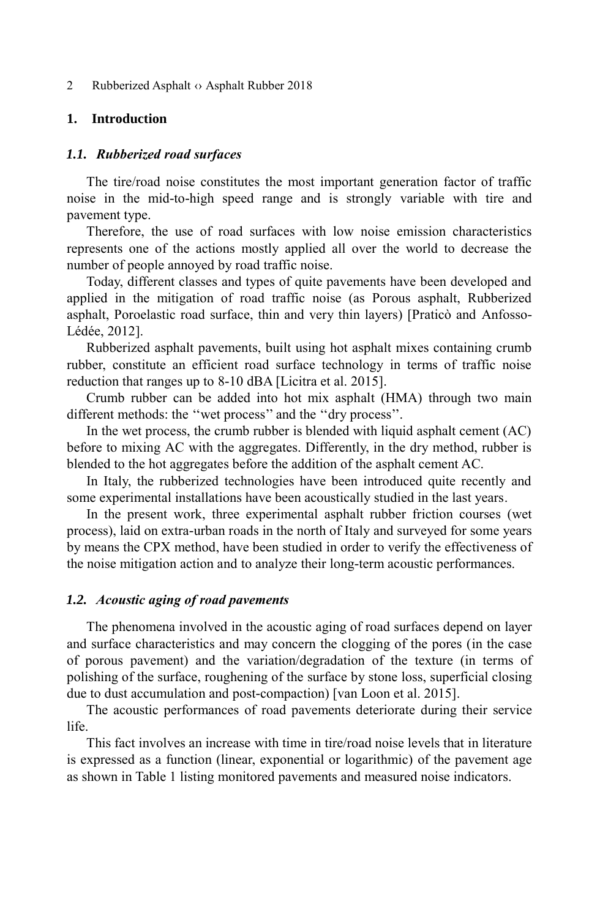# 1. Introduction

## *1.1. Rubberized road surfaces*

The tire/road noise constitutes the most important generation factor of traffic noise in the mid-to-high speed range and is strongly variable with tire and pavement type.

Therefore, the use of road surfaces with low noise emission characteristics represents one of the actions mostly applied all over the world to decrease the number of people annoyed by road traffic noise.

Today, different classes and types of quite pavements have been developed and applied in the mitigation of road traffic noise (as Porous asphalt, Rubberized asphalt, Poroelastic road surface, thin and very thin layers) [Praticò and Anfosso-Lédée, 2012].

Rubberized asphalt pavements, built using hot asphalt mixes containing crumb rubber, constitute an efficient road surface technology in terms of traffic noise reduction that ranges up to 8-10 dBA [Licitra et al. 2015].

Crumb rubber can be added into hot mix asphalt (HMA) through two main different methods: the ''wet process'' and the ''dry process''.

In the wet process, the crumb rubber is blended with liquid asphalt cement (AC) before to mixing AC with the aggregates. Differently, in the dry method, rubber is blended to the hot aggregates before the addition of the asphalt cement AC.

In Italy, the rubberized technologies have been introduced quite recently and some experimental installations have been acoustically studied in the last years.

In the present work, three experimental asphalt rubber friction courses (wet process), laid on extra-urban roads in the north of Italy and surveyed for some years by means the CPX method, have been studied in order to verify the effectiveness of the noise mitigation action and to analyze their long-term acoustic performances.

## *1.2. Acoustic aging of road pavements*

The phenomena involved in the acoustic aging of road surfaces depend on layer and surface characteristics and may concern the clogging of the pores (in the case of porous pavement) and the variation/degradation of the texture (in terms of polishing of the surface, roughening of the surface by stone loss, superficial closing due to dust accumulation and post-compaction) [van Loon et al. 2015].

The acoustic performances of road pavements deteriorate during their service life.

This fact involves an increase with time in tire/road noise levels that in literature is expressed as a function (linear, exponential or logarithmic) of the pavement age as shown in Table 1 listing monitored pavements and measured noise indicators.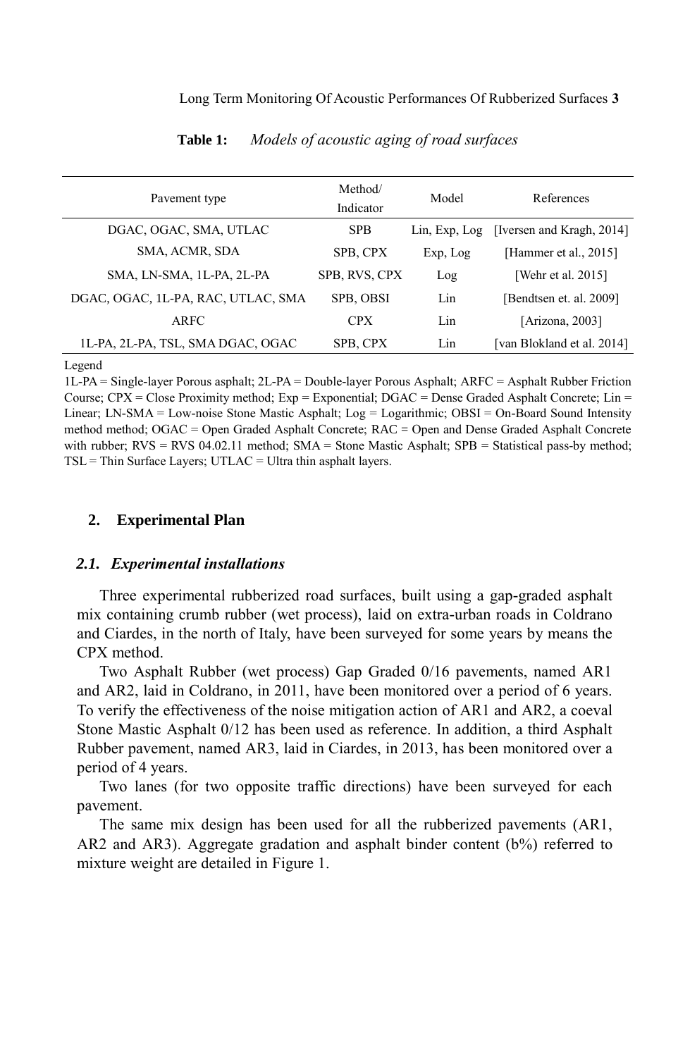**Table 1:** *Models of acoustic aging of road surfaces*

| Pavement type | Method/ Indicator | Model | References |
|---|---|---|---|
| DGAC, OGAC, SMA, UTLAC | SPB | Lin, Exp, Log | [Iversen and Kragh, 2014] |
| SMA, ACMR, SDA | SPB, CPX | Exp, Log | [Hammer et al., 2015] |
| SMA, LN-SMA, 1L-PA, 2L-PA | SPB, RVS, CPX | Log | [Wehr et al. 2015] |
| DGAC, OGAC, 1L-PA, RAC, UTLAC, SMA | SPB, OBSI | Lin | [Bendtsen et. al. 2009] |
| ARFC | CPX | Lin | [Arizona, 2003] |
| 1L-PA, 2L-PA, TSL, SMA DGAC, OGAC | SPB, CPX | Lin | [van Blokland et al. 2014] |

Legend

1L-PA = Single-layer Porous asphalt; 2L-PA = Double-layer Porous Asphalt; ARFC = Asphalt Rubber Friction Course; CPX = Close Proximity method; Exp = Exponential; DGAC = Dense Graded Asphalt Concrete; Lin = Linear; LN-SMA = Low-noise Stone Mastic Asphalt; Log = Logarithmic; OBSI = On-Board Sound Intensity method method; OGAC = Open Graded Asphalt Concrete; RAC = Open and Dense Graded Asphalt Concrete with rubber; RVS = RVS 04.02.11 method; SMA = Stone Mastic Asphalt; SPB = Statistical pass-by method; TSL = Thin Surface Layers; UTLAC = Ultra thin asphalt layers.

## 2. Experimental Plan

### *2.1. Experimental installations*

Three experimental rubberized road surfaces, built using a gap-graded asphalt mix containing crumb rubber (wet process), laid on extra-urban roads in Coldrano and Ciardes, in the north of Italy, have been surveyed for some years by means the CPX method.

Two Asphalt Rubber (wet process) Gap Graded 0/16 pavements, named AR1 and AR2, laid in Coldrano, in 2011, have been monitored over a period of 6 years. To verify the effectiveness of the noise mitigation action of AR1 and AR2, a coeval Stone Mastic Asphalt 0/12 has been used as reference. In addition, a third Asphalt Rubber pavement, named AR3, laid in Ciardes, in 2013, has been monitored over a period of 4 years.

Two lanes (for two opposite traffic directions) have been surveyed for each pavement.

The same mix design has been used for all the rubberized pavements (AR1, AR2 and AR3). Aggregate gradation and asphalt binder content (b%) referred to mixture weight are detailed in Figure 1.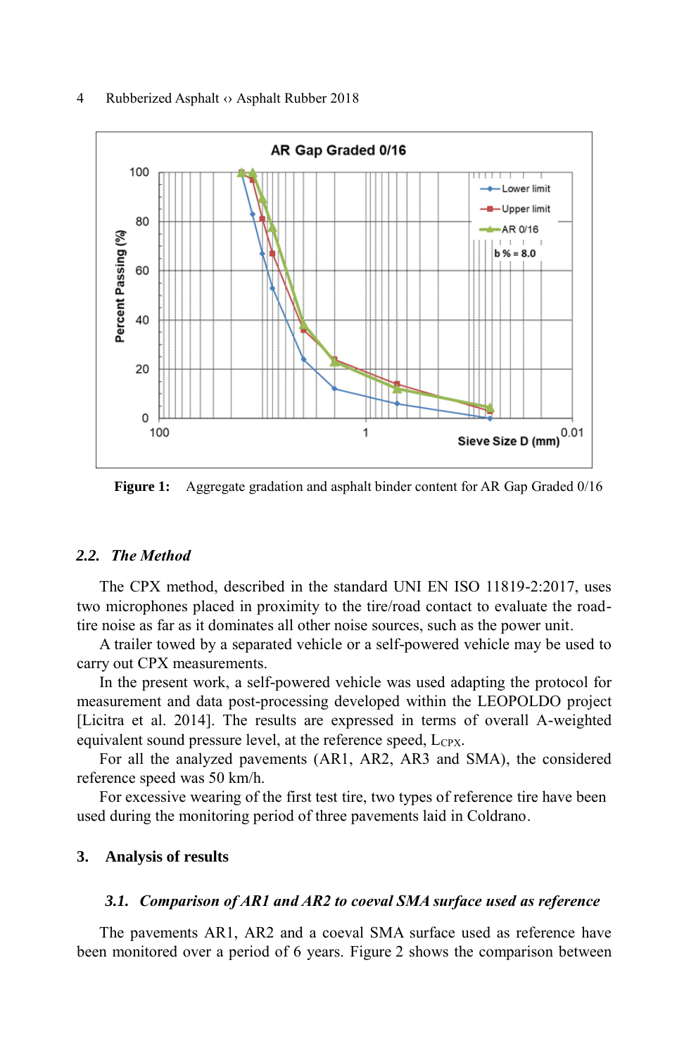Figure 1: Aggregate gradation and asphalt binder content for AR Gap Graded 0/16

### 2.2. *The Method*

The CPX method, described in the standard UNI EN ISO 11819-2:2017, uses two microphones placed in proximity to the tire/road contact to evaluate the road-tire noise as far as it dominates all other noise sources, such as the power unit.

A trailer towed by a separated vehicle or a self-powered vehicle may be used to carry out CPX measurements.

In the present work, a self-powered vehicle was used adapting the protocol for measurement and data post-processing developed within the LEOPOLDO project [Licitra et al. 2014]. The results are expressed in terms of overall A-weighted equivalent sound pressure level, at the reference speed, $L_{CPX}$.

For all the analyzed pavements (AR1, AR2, AR3 and SMA), the considered reference speed was 50 km/h.

For excessive wearing of the first test tire, two types of reference tire have been used during the monitoring period of three pavements laid in Coldrano.

## 3. Analysis of results

### 3.1. *Comparison of AR1 and AR2 to coeval SMA surface used as reference*

The pavements AR1, AR2 and a coeval SMA surface used as reference have been monitored over a period of 6 years. Figure 2 shows the comparison between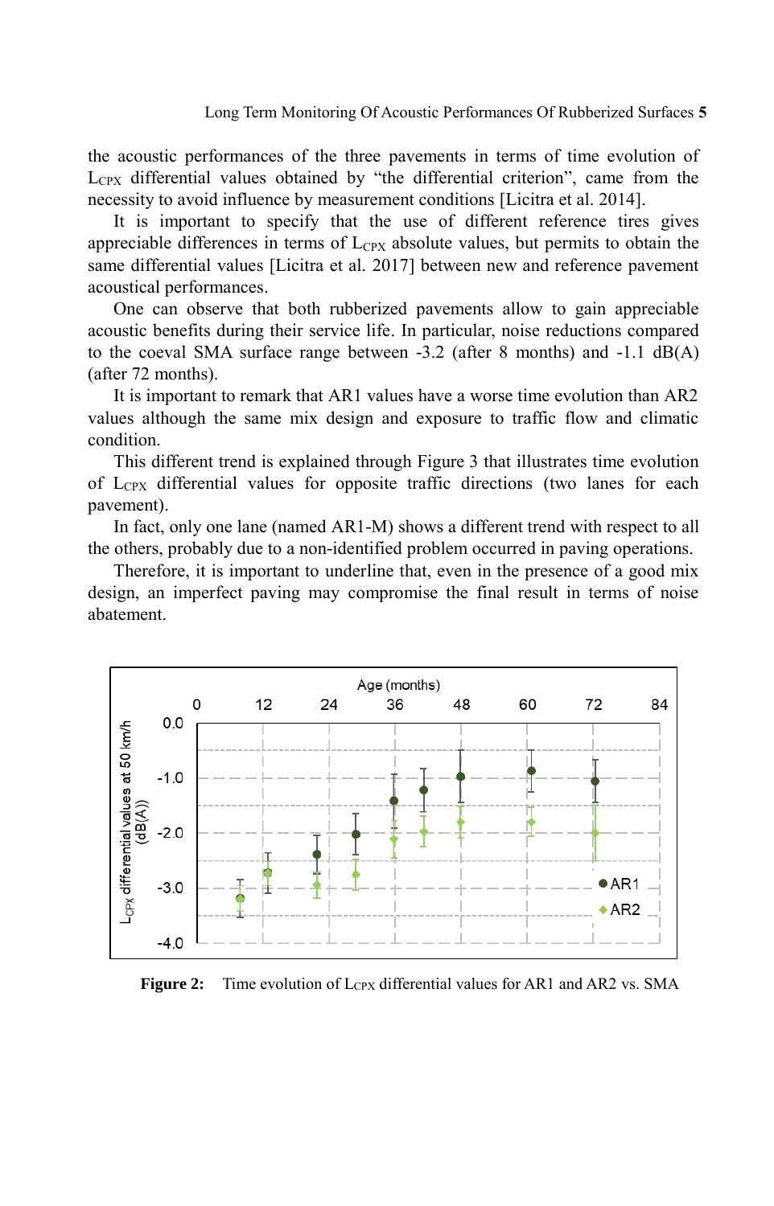the acoustic performances of the three pavements in terms of time evolution of $L_{CPX}$ differential values obtained by "the differential criterion", came from the necessity to avoid influence by measurement conditions [Licitra et al. 2014].

It is important to specify that the use of different reference tires gives appreciable differences in terms of $L_{CPX}$ absolute values, but permits to obtain the same differential values [Licitra et al. 2017] between new and reference pavement acoustical performances.

One can observe that both rubberized pavements allow to gain appreciable acoustic benefits during their service life. In particular, noise reductions compared to the coeval SMA surface range between -3.2 (after 8 months) and -1.1 dB(A) (after 72 months).

It is important to remark that AR1 values have a worse time evolution than AR2 values although the same mix design and exposure to traffic flow and climatic condition.

This different trend is explained through Figure 3 that illustrates time evolution of $L_{CPX}$ differential values for opposite traffic directions (two lanes for each pavement).

In fact, only one lane (named AR1-M) shows a different trend with respect to all the others, probably due to a non-identified problem occurred in paving operations.

Therefore, it is important to underline that, even in the presence of a good mix design, an imperfect paving may compromise the final result in terms of noise abatement.

**Figure 2:** Time evolution of $L_{CPX}$ differential values for AR1 and AR2 vs. SMA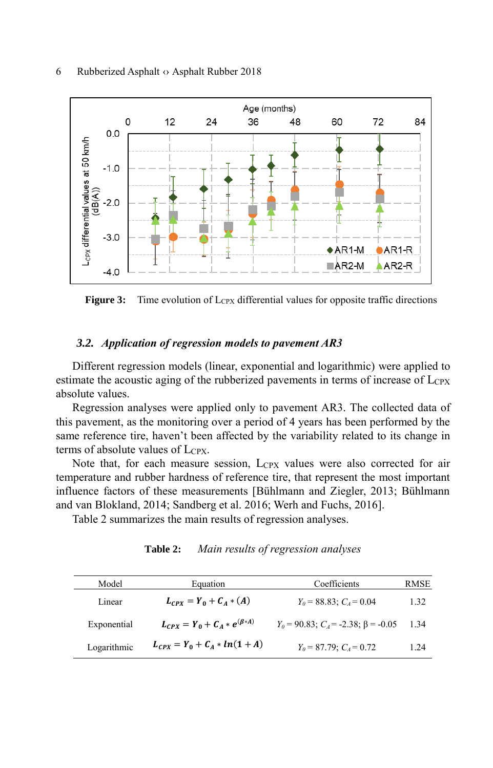Figure 3: Time evolution of $L_{CPX}$ differential values for opposite traffic directions

### 3.2. *Application of regression models to pavement AR3*

Different regression models (linear, exponential and logarithmic) were applied to estimate the acoustic aging of the rubberized pavements in terms of increase of $L_{CPX}$ absolute values.

Regression analyses were applied only to pavement AR3. The collected data of this pavement, as the monitoring over a period of 4 years has been performed by the same reference tire, haven't been affected by the variability related to its change in terms of absolute values of $L_{CPX}$.

Note that, for each measure session, $L_{CPX}$ values were also corrected for air temperature and rubber hardness of reference tire, that represent the most important influence factors of these measurements [Bühlmann and Ziegler, 2013; Bühlmann and van Blokland, 2014; Sandberg et al. 2016; Werh and Fuchs, 2016].

Table 2 summarizes the main results of regression analyses.

**Table 2:** *Main results of regression analyses*

| Model | Equation | Coefficients | RMSE |
|---|---|---|---|
| Linear | $L_{CPX} = Y_0 + C_A * (A)$ | $Y_0 = 88.83$; $C_A = 0.04$ | 1.32 |
| Exponential | $L_{CPX} = Y_0 + C_A * e^{(\beta * A)}$ | $Y_0 = 90.83$; $C_A = -2.38$; $\beta = -0.05$ | 1.34 |
| Logarithmic | $L_{CPX} = Y_0 + C_A * \ln(1 + A)$ | $Y_0 = 87.79$; $C_A = 0.72$ | 1.24 |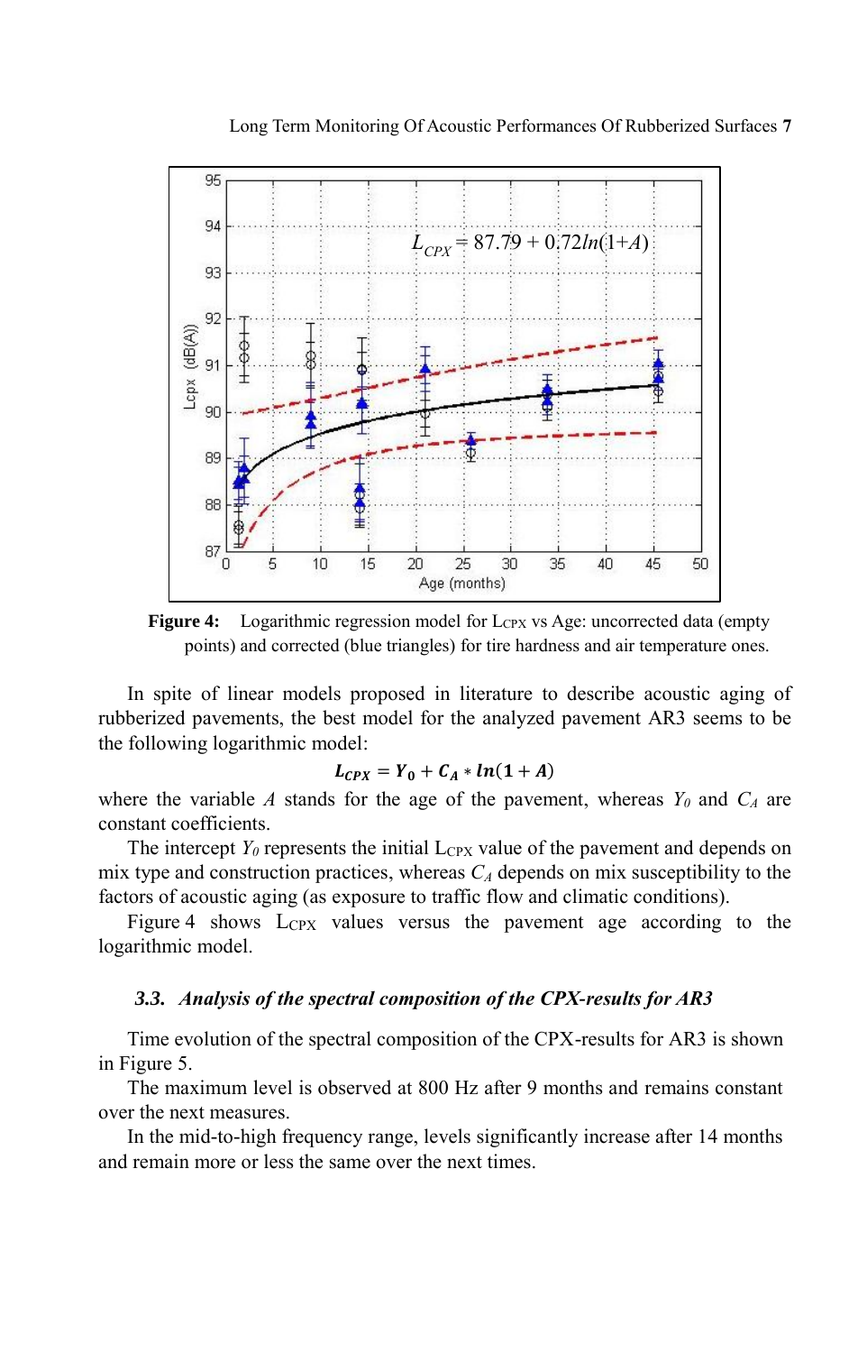Figure 4: Logarithmic regression model for $L_{CPX}$ vs Age: uncorrected data (empty points) and corrected (blue triangles) for tire hardness and air temperature ones.

In spite of linear models proposed in literature to describe acoustic aging of rubberized pavements, the best model for the analyzed pavement AR3 seems to be the following logarithmic model:

$$\boldsymbol{L_{CPX} = Y_0 + C_A * ln(1 + A)}$$

where the variable $A$ stands for the age of the pavement, whereas $Y_0$ and $C_A$ are constant coefficients.

The intercept $Y_0$ represents the initial $L_{CPX}$ value of the pavement and depends on mix type and construction practices, whereas $C_A$ depends on mix susceptibility to the factors of acoustic aging (as exposure to traffic flow and climatic conditions).

Figure 4 shows $L_{CPX}$ values versus the pavement age according to the logarithmic model.

### 3.3. *Analysis of the spectral composition of the CPX-results for AR3*

Time evolution of the spectral composition of the CPX-results for AR3 is shown in Figure 5.

The maximum level is observed at 800 Hz after 9 months and remains constant over the next measures.

In the mid-to-high frequency range, levels significantly increase after 14 months and remain more or less the same over the next times.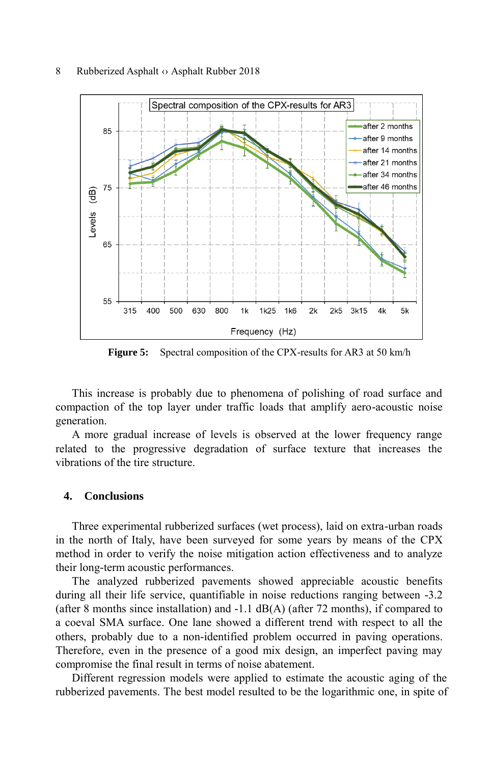**Figure 5:** Spectral composition of the CPX-results for AR3 at 50 km/h

This increase is probably due to phenomena of polishing of road surface and compaction of the top layer under traffic loads that amplify aero-acoustic noise generation.

A more gradual increase of levels is observed at the lower frequency range related to the progressive degradation of surface texture that increases the vibrations of the tire structure.

## 4. Conclusions

Three experimental rubberized surfaces (wet process), laid on extra-urban roads in the north of Italy, have been surveyed for some years by means of the CPX method in order to verify the noise mitigation action effectiveness and to analyze their long-term acoustic performances.

The analyzed rubberized pavements showed appreciable acoustic benefits during all their life service, quantifiable in noise reductions ranging between -3.2 (after 8 months since installation) and -1.1 dB(A) (after 72 months), if compared to a coeval SMA surface. One lane showed a different trend with respect to all the others, probably due to a non-identified problem occurred in paving operations. Therefore, even in the presence of a good mix design, an imperfect paving may compromise the final result in terms of noise abatement.

Different regression models were applied to estimate the acoustic aging of the rubberized pavements. The best model resulted to be the logarithmic one, in spite of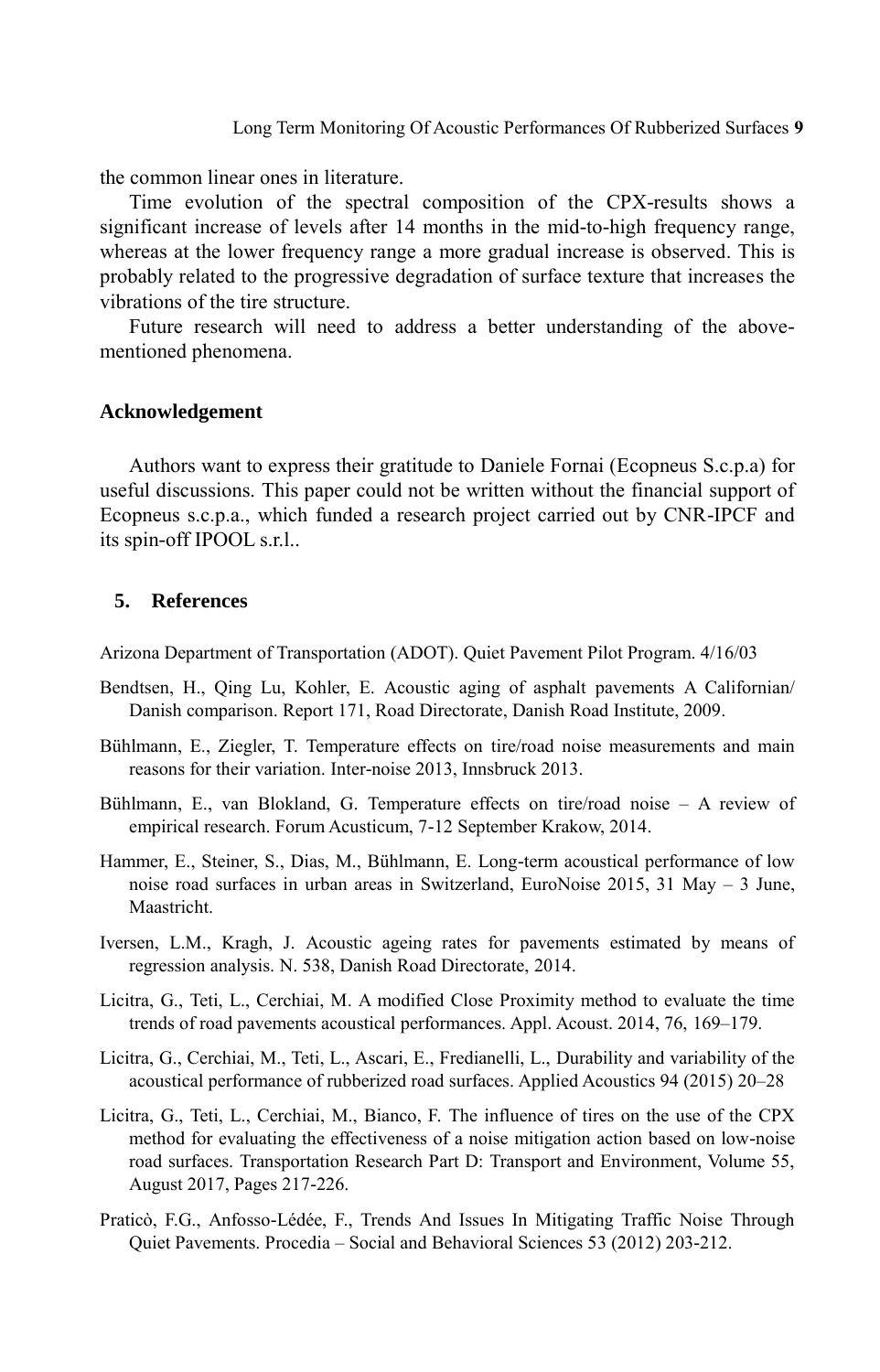the common linear ones in literature.

Time evolution of the spectral composition of the CPX-results shows a significant increase of levels after 14 months in the mid-to-high frequency range, whereas at the lower frequency range a more gradual increase is observed. This is probably related to the progressive degradation of surface texture that increases the vibrations of the tire structure.

Future research will need to address a better understanding of the above-mentioned phenomena.

### Acknowledgement

Authors want to express their gratitude to Daniele Fornai (Ecopneus S.c.p.a) for useful discussions. This paper could not be written without the financial support of Ecopneus s.c.p.a., which funded a research project carried out by CNR-IPCF and its spin-off IPOOL s.r.l..

## 5. References

Arizona Department of Transportation (ADOT). Quiet Pavement Pilot Program. 4/16/03

Bendtsen, H., Qing Lu, Kohler, E. Acoustic aging of asphalt pavements A Californian/ Danish comparison. Report 171, Road Directorate, Danish Road Institute, 2009.

Bühlmann, E., Ziegler, T. Temperature effects on tire/road noise measurements and main reasons for their variation. Inter-noise 2013, Innsbruck 2013.

Bühlmann, E., van Blokland, G. Temperature effects on tire/road noise – A review of empirical research. Forum Acusticum, 7-12 September Krakow, 2014.

Hammer, E., Steiner, S., Dias, M., Bühlmann, E. Long-term acoustical performance of low noise road surfaces in urban areas in Switzerland, EuroNoise 2015, 31 May – 3 June, Maastricht.

Iversen, L.M., Kragh, J. Acoustic ageing rates for pavements estimated by means of regression analysis. N. 538, Danish Road Directorate, 2014.

Licitra, G., Teti, L., Cerchiai, M. A modified Close Proximity method to evaluate the time trends of road pavements acoustical performances. Appl. Acoust. 2014, 76, 169–179.

Licitra, G., Cerchiai, M., Teti, L., Ascari, E., Fredianelli, L., Durability and variability of the acoustical performance of rubberized road surfaces. Applied Acoustics 94 (2015) 20–28

Licitra, G., Teti, L., Cerchiai, M., Bianco, F. The influence of tires on the use of the CPX method for evaluating the effectiveness of a noise mitigation action based on low-noise road surfaces. Transportation Research Part D: Transport and Environment, Volume 55, August 2017, Pages 217-226.

Praticò, F.G., Anfosso-Lédée, F., Trends And Issues In Mitigating Traffic Noise Through Quiet Pavements. Procedia – Social and Behavioral Sciences 53 (2012) 203-212.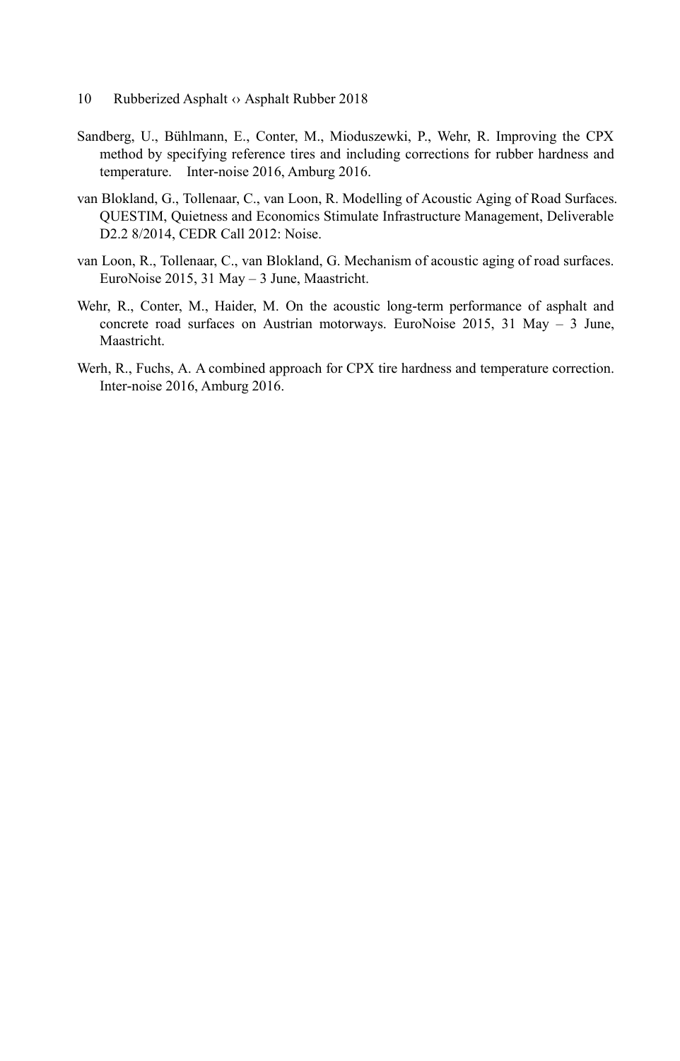Sandberg, U., Bühlmann, E., Conter, M., Mioduszewki, P., Wehr, R. Improving the CPX method by specifying reference tires and including corrections for rubber hardness and temperature. Inter-noise 2016, Amburg 2016.

van Blokland, G., Tollenaar, C., van Loon, R. Modelling of Acoustic Aging of Road Surfaces. QUESTIM, Quietness and Economics Stimulate Infrastructure Management, Deliverable D2.2 8/2014, CEDR Call 2012: Noise.

van Loon, R., Tollenaar, C., van Blokland, G. Mechanism of acoustic aging of road surfaces. EuroNoise 2015, 31 May – 3 June, Maastricht.

Wehr, R., Conter, M., Haider, M. On the acoustic long-term performance of asphalt and concrete road surfaces on Austrian motorways. EuroNoise 2015, 31 May – 3 June, Maastricht.

Werh, R., Fuchs, A. A combined approach for CPX tire hardness and temperature correction. Inter-noise 2016, Amburg 2016.